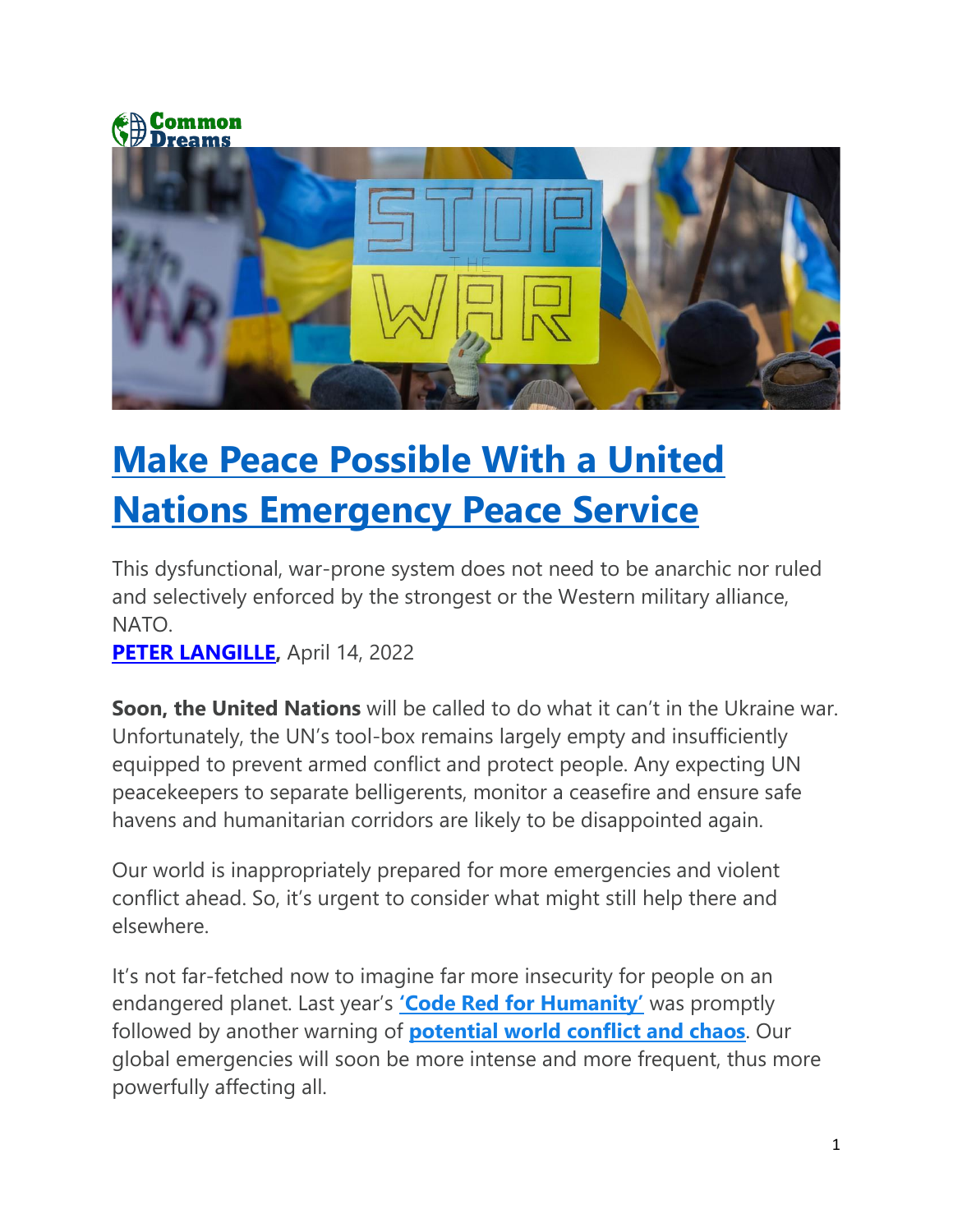Common Dreams

# Make Peace Possible With a United Nations Emergency Peace Service

This dysfunctional, war-prone system does not need to be anarchic nor ruled and selectively enforced by the strongest or the Western military alliance, NATO.

**PETER LANGILLE,** April 14, 2022

**Soon, the United Nations** will be called to do what it can't in the Ukraine war. Unfortunately, the UN's tool-box remains largely empty and insufficiently equipped to prevent armed conflict and protect people. Any expecting UN peacekeepers to separate belligerents, monitor a ceasefire and ensure safe havens and humanitarian corridors are likely to be disappointed again.

Our world is inappropriately prepared for more emergencies and violent conflict ahead. So, it's urgent to consider what might still help there and elsewhere.

It's not far-fetched now to imagine far more insecurity for people on an endangered planet. Last year's **'Code Red for Humanity'** was promptly followed by another warning of **potential world conflict and chaos**. Our global emergencies will soon be more intense and more frequent, thus more powerfully affecting all.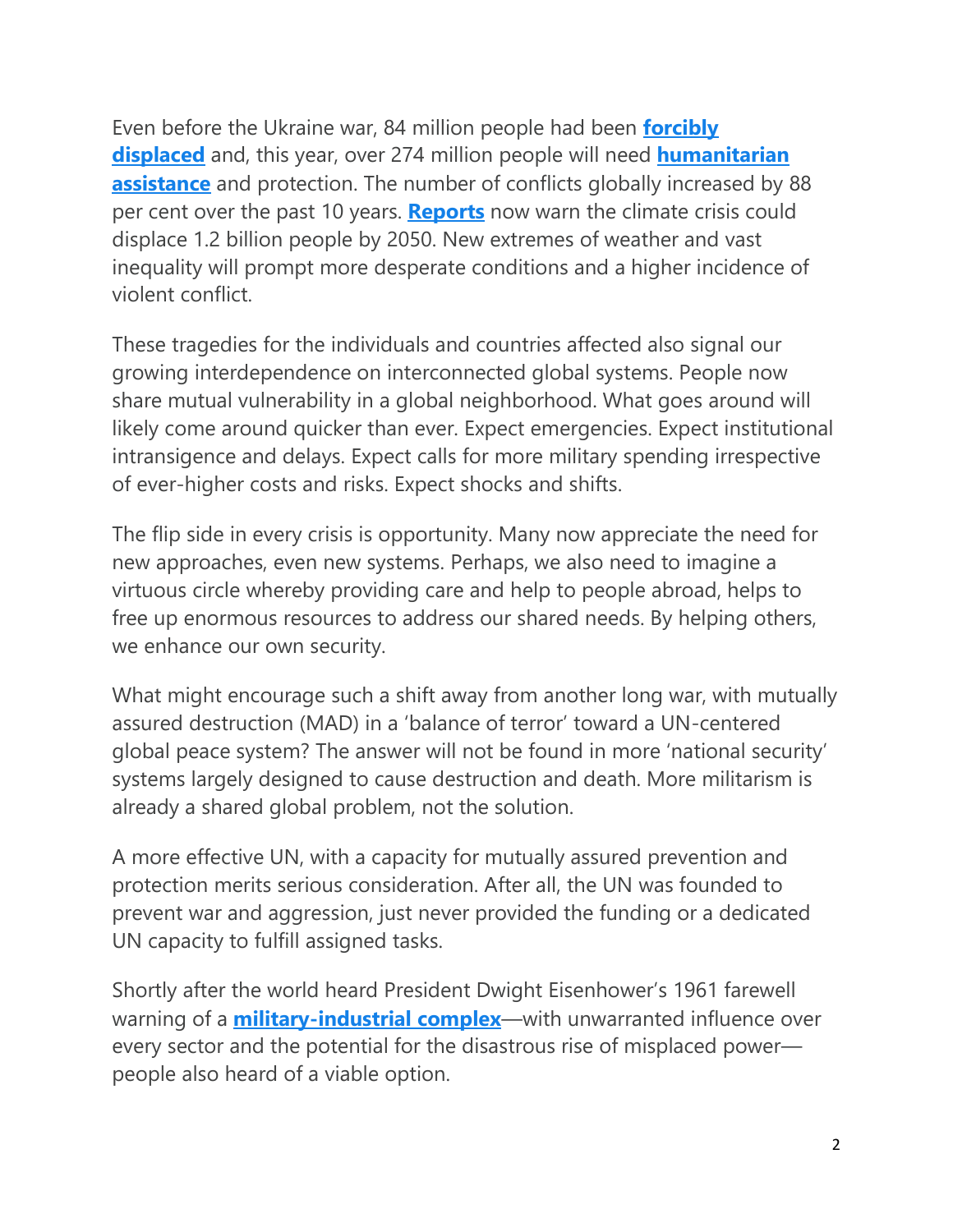Even before the Ukraine war, 84 million people had been **forcibly displaced** and, this year, over 274 million people will need **humanitarian assistance** and protection. The number of conflicts globally increased by 88 per cent over the past 10 years. **Reports** now warn the climate crisis could displace 1.2 billion people by 2050. New extremes of weather and vast inequality will prompt more desperate conditions and a higher incidence of violent conflict.

These tragedies for the individuals and countries affected also signal our growing interdependence on interconnected global systems. People now share mutual vulnerability in a global neighborhood. What goes around will likely come around quicker than ever. Expect emergencies. Expect institutional intransigence and delays. Expect calls for more military spending irrespective of ever-higher costs and risks. Expect shocks and shifts.

The flip side in every crisis is opportunity. Many now appreciate the need for new approaches, even new systems. Perhaps, we also need to imagine a virtuous circle whereby providing care and help to people abroad, helps to free up enormous resources to address our shared needs. By helping others, we enhance our own security.

What might encourage such a shift away from another long war, with mutually assured destruction (MAD) in a 'balance of terror' toward a UN-centered global peace system? The answer will not be found in more 'national security' systems largely designed to cause destruction and death. More militarism is already a shared global problem, not the solution.

A more effective UN, with a capacity for mutually assured prevention and protection merits serious consideration. After all, the UN was founded to prevent war and aggression, just never provided the funding or a dedicated UN capacity to fulfill assigned tasks.

Shortly after the world heard President Dwight Eisenhower's 1961 farewell warning of a **military-industrial complex**—with unwarranted influence over every sector and the potential for the disastrous rise of misplaced power—people also heard of a viable option.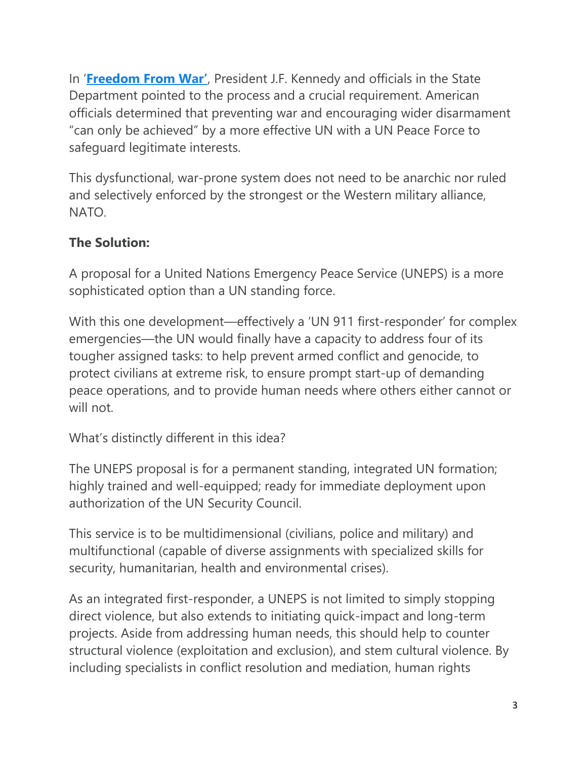In '**Freedom From War'**, President J.F. Kennedy and officials in the State Department pointed to the process and a crucial requirement. American officials determined that preventing war and encouraging wider disarmament "can only be achieved" by a more effective UN with a UN Peace Force to safeguard legitimate interests.

This dysfunctional, war-prone system does not need to be anarchic nor ruled and selectively enforced by the strongest or the Western military alliance, NATO.

**The Solution:**

A proposal for a United Nations Emergency Peace Service (UNEPS) is a more sophisticated option than a UN standing force.

With this one development—effectively a 'UN 911 first-responder' for complex emergencies—the UN would finally have a capacity to address four of its tougher assigned tasks: to help prevent armed conflict and genocide, to protect civilians at extreme risk, to ensure prompt start-up of demanding peace operations, and to provide human needs where others either cannot or will not.

What's distinctly different in this idea?

The UNEPS proposal is for a permanent standing, integrated UN formation; highly trained and well-equipped; ready for immediate deployment upon authorization of the UN Security Council.

This service is to be multidimensional (civilians, police and military) and multifunctional (capable of diverse assignments with specialized skills for security, humanitarian, health and environmental crises).

As an integrated first-responder, a UNEPS is not limited to simply stopping direct violence, but also extends to initiating quick-impact and long-term projects. Aside from addressing human needs, this should help to counter structural violence (exploitation and exclusion), and stem cultural violence. By including specialists in conflict resolution and mediation, human rights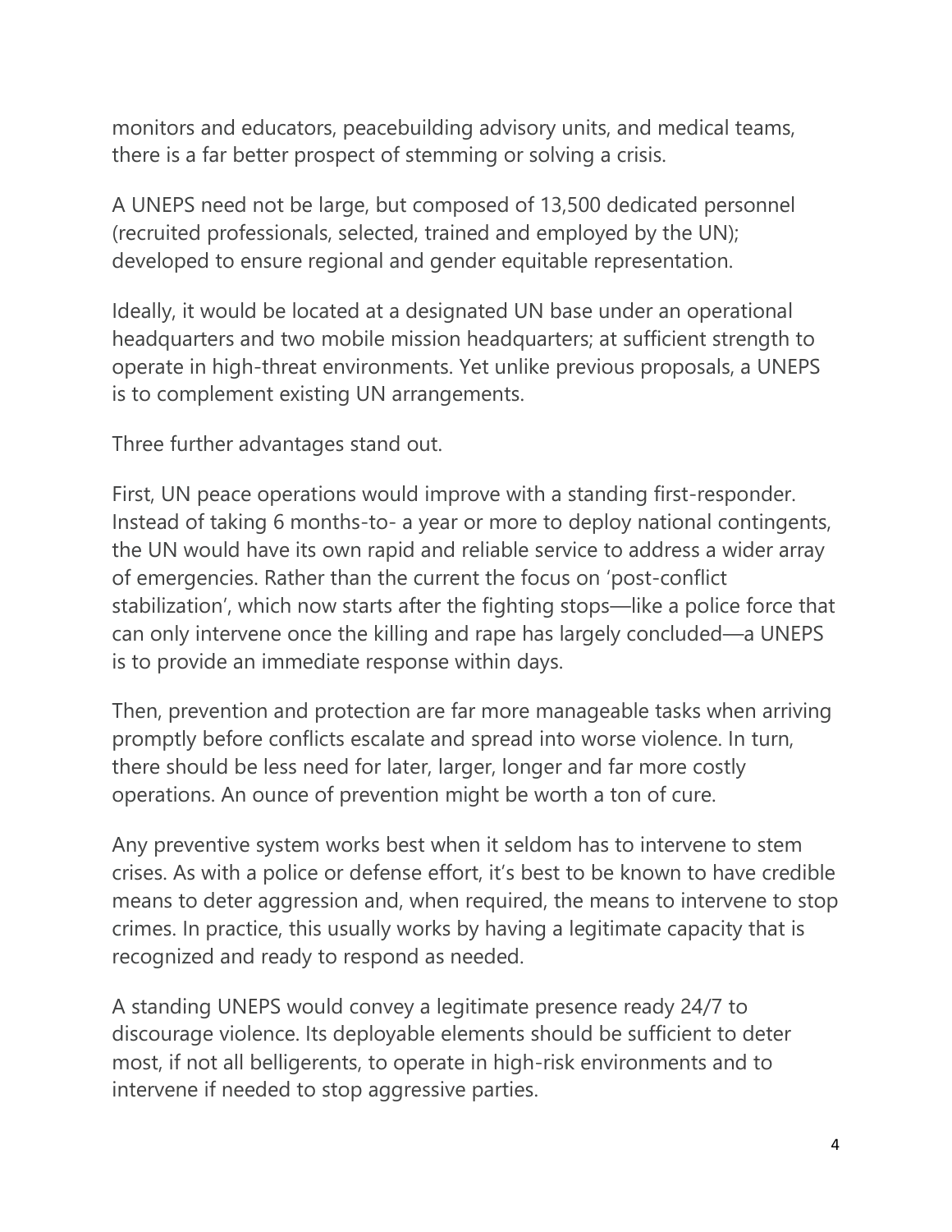monitors and educators, peacebuilding advisory units, and medical teams, there is a far better prospect of stemming or solving a crisis.

A UNEPS need not be large, but composed of 13,500 dedicated personnel (recruited professionals, selected, trained and employed by the UN); developed to ensure regional and gender equitable representation.

Ideally, it would be located at a designated UN base under an operational headquarters and two mobile mission headquarters; at sufficient strength to operate in high-threat environments. Yet unlike previous proposals, a UNEPS is to complement existing UN arrangements.

Three further advantages stand out.

First, UN peace operations would improve with a standing first-responder. Instead of taking 6 months-to- a year or more to deploy national contingents, the UN would have its own rapid and reliable service to address a wider array of emergencies. Rather than the current the focus on 'post-conflict stabilization', which now starts after the fighting stops—like a police force that can only intervene once the killing and rape has largely concluded—a UNEPS is to provide an immediate response within days.

Then, prevention and protection are far more manageable tasks when arriving promptly before conflicts escalate and spread into worse violence. In turn, there should be less need for later, larger, longer and far more costly operations. An ounce of prevention might be worth a ton of cure.

Any preventive system works best when it seldom has to intervene to stem crises. As with a police or defense effort, it's best to be known to have credible means to deter aggression and, when required, the means to intervene to stop crimes. In practice, this usually works by having a legitimate capacity that is recognized and ready to respond as needed.

A standing UNEPS would convey a legitimate presence ready 24/7 to discourage violence. Its deployable elements should be sufficient to deter most, if not all belligerents, to operate in high-risk environments and to intervene if needed to stop aggressive parties.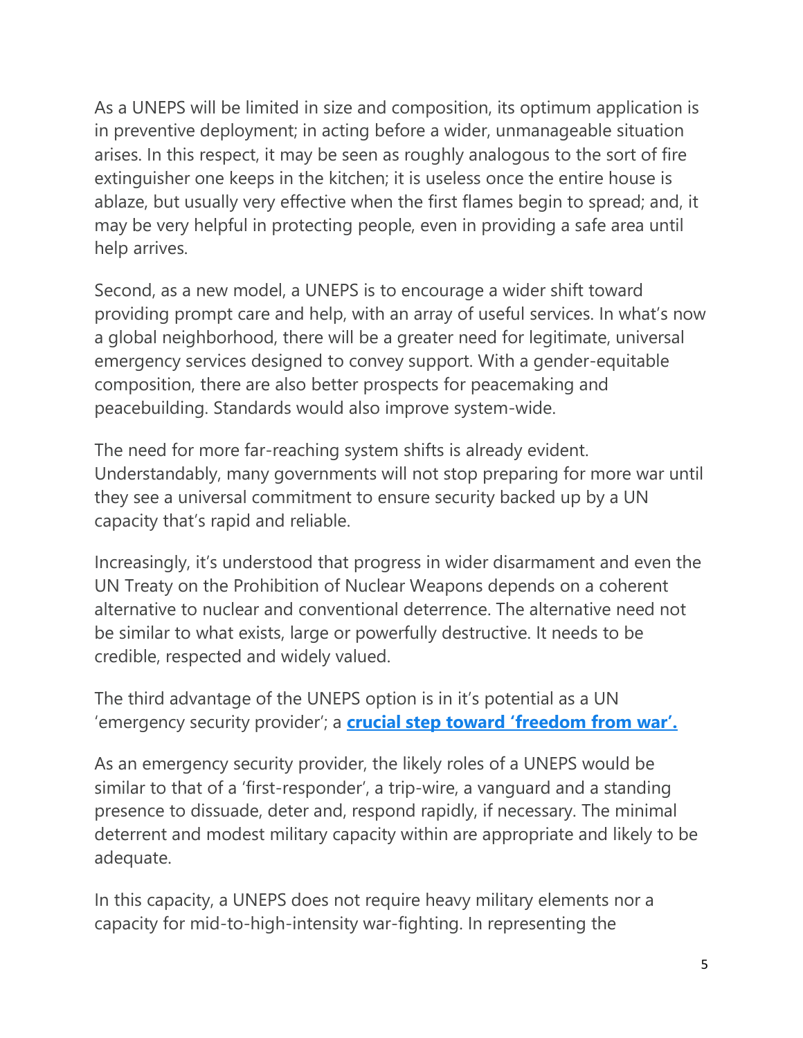As a UNEPS will be limited in size and composition, its optimum application is in preventive deployment; in acting before a wider, unmanageable situation arises. In this respect, it may be seen as roughly analogous to the sort of fire extinguisher one keeps in the kitchen; it is useless once the entire house is ablaze, but usually very effective when the first flames begin to spread; and, it may be very helpful in protecting people, even in providing a safe area until help arrives.

Second, as a new model, a UNEPS is to encourage a wider shift toward providing prompt care and help, with an array of useful services. In what's now a global neighborhood, there will be a greater need for legitimate, universal emergency services designed to convey support. With a gender-equitable composition, there are also better prospects for peacemaking and peacebuilding. Standards would also improve system-wide.

The need for more far-reaching system shifts is already evident. Understandably, many governments will not stop preparing for more war until they see a universal commitment to ensure security backed up by a UN capacity that's rapid and reliable.

Increasingly, it's understood that progress in wider disarmament and even the UN Treaty on the Prohibition of Nuclear Weapons depends on a coherent alternative to nuclear and conventional deterrence. The alternative need not be similar to what exists, large or powerfully destructive. It needs to be credible, respected and widely valued.

The third advantage of the UNEPS option is in it's potential as a UN 'emergency security provider'; a **crucial step toward 'freedom from war'.**

As an emergency security provider, the likely roles of a UNEPS would be similar to that of a 'first-responder', a trip-wire, a vanguard and a standing presence to dissuade, deter and, respond rapidly, if necessary. The minimal deterrent and modest military capacity within are appropriate and likely to be adequate.

In this capacity, a UNEPS does not require heavy military elements nor a capacity for mid-to-high-intensity war-fighting. In representing the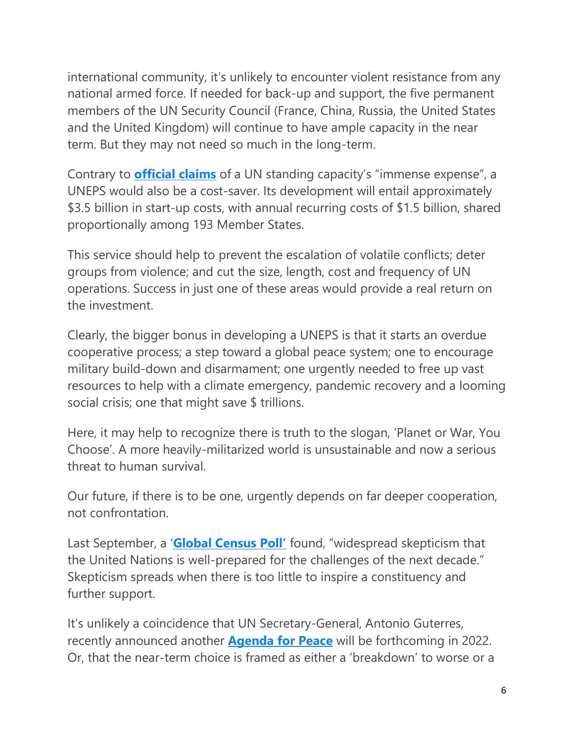international community, it's unlikely to encounter violent resistance from any national armed force. If needed for back-up and support, the five permanent members of the UN Security Council (France, China, Russia, the United States and the United Kingdom) will continue to have ample capacity in the near term. But they may not need so much in the long-term.

Contrary to **official claims** of a UN standing capacity's "immense expense", a UNEPS would also be a cost-saver. Its development will entail approximately $3.5 billion in start-up costs, with annual recurring costs of $1.5 billion, shared proportionally among 193 Member States.

This service should help to prevent the escalation of volatile conflicts; deter groups from violence; and cut the size, length, cost and frequency of UN operations. Success in just one of these areas would provide a real return on the investment.

Clearly, the bigger bonus in developing a UNEPS is that it starts an overdue cooperative process; a step toward a global peace system; one to encourage military build-down and disarmament; one urgently needed to free up vast resources to help with a climate emergency, pandemic recovery and a looming social crisis; one that might save $ trillions.

Here, it may help to recognize there is truth to the slogan, 'Planet or War, You Choose'. A more heavily-militarized world is unsustainable and now a serious threat to human survival.

Our future, if there is to be one, urgently depends on far deeper cooperation, not confrontation.

Last September, a '**Global Census Poll'** found, "widespread skepticism that the United Nations is well-prepared for the challenges of the next decade." Skepticism spreads when there is too little to inspire a constituency and further support.

It's unlikely a coincidence that UN Secretary-General, Antonio Guterres, recently announced another **Agenda for Peace** will be forthcoming in 2022. Or, that the near-term choice is framed as either a 'breakdown' to worse or a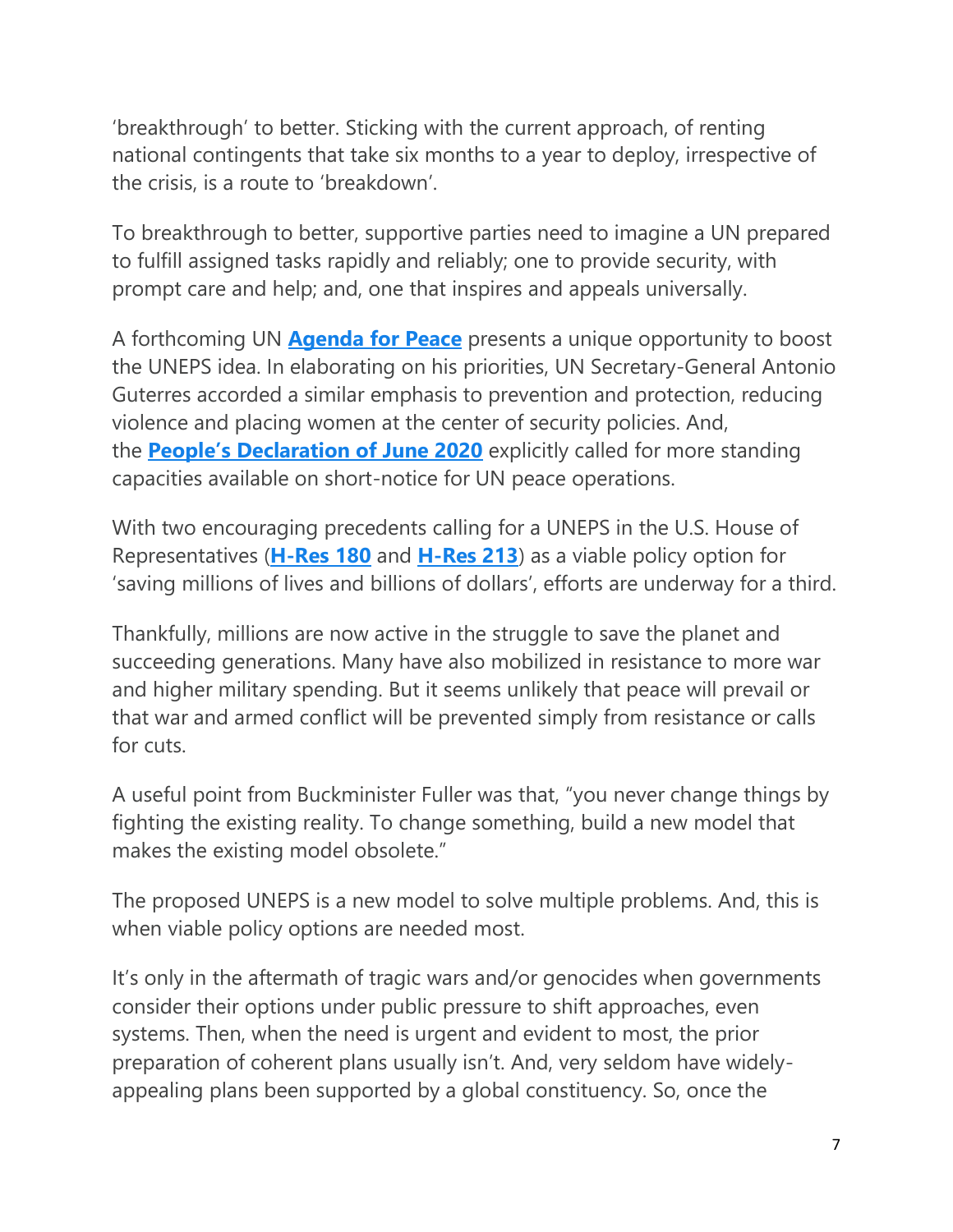'breakthrough' to better. Sticking with the current approach, of renting national contingents that take six months to a year to deploy, irrespective of the crisis, is a route to 'breakdown'.

To breakthrough to better, supportive parties need to imagine a UN prepared to fulfill assigned tasks rapidly and reliably; one to provide security, with prompt care and help; and, one that inspires and appeals universally.

A forthcoming UN **Agenda for Peace** presents a unique opportunity to boost the UNEPS idea. In elaborating on his priorities, UN Secretary-General Antonio Guterres accorded a similar emphasis to prevention and protection, reducing violence and placing women at the center of security policies. And, the **People's Declaration of June 2020** explicitly called for more standing capacities available on short-notice for UN peace operations.

With two encouraging precedents calling for a UNEPS in the U.S. House of Representatives (**H-Res 180** and **H-Res 213**) as a viable policy option for 'saving millions of lives and billions of dollars', efforts are underway for a third.

Thankfully, millions are now active in the struggle to save the planet and succeeding generations. Many have also mobilized in resistance to more war and higher military spending. But it seems unlikely that peace will prevail or that war and armed conflict will be prevented simply from resistance or calls for cuts.

A useful point from Buckminister Fuller was that, "you never change things by fighting the existing reality. To change something, build a new model that makes the existing model obsolete."

The proposed UNEPS is a new model to solve multiple problems. And, this is when viable policy options are needed most.

It's only in the aftermath of tragic wars and/or genocides when governments consider their options under public pressure to shift approaches, even systems. Then, when the need is urgent and evident to most, the prior preparation of coherent plans usually isn't. And, very seldom have widely-appealing plans been supported by a global constituency. So, once the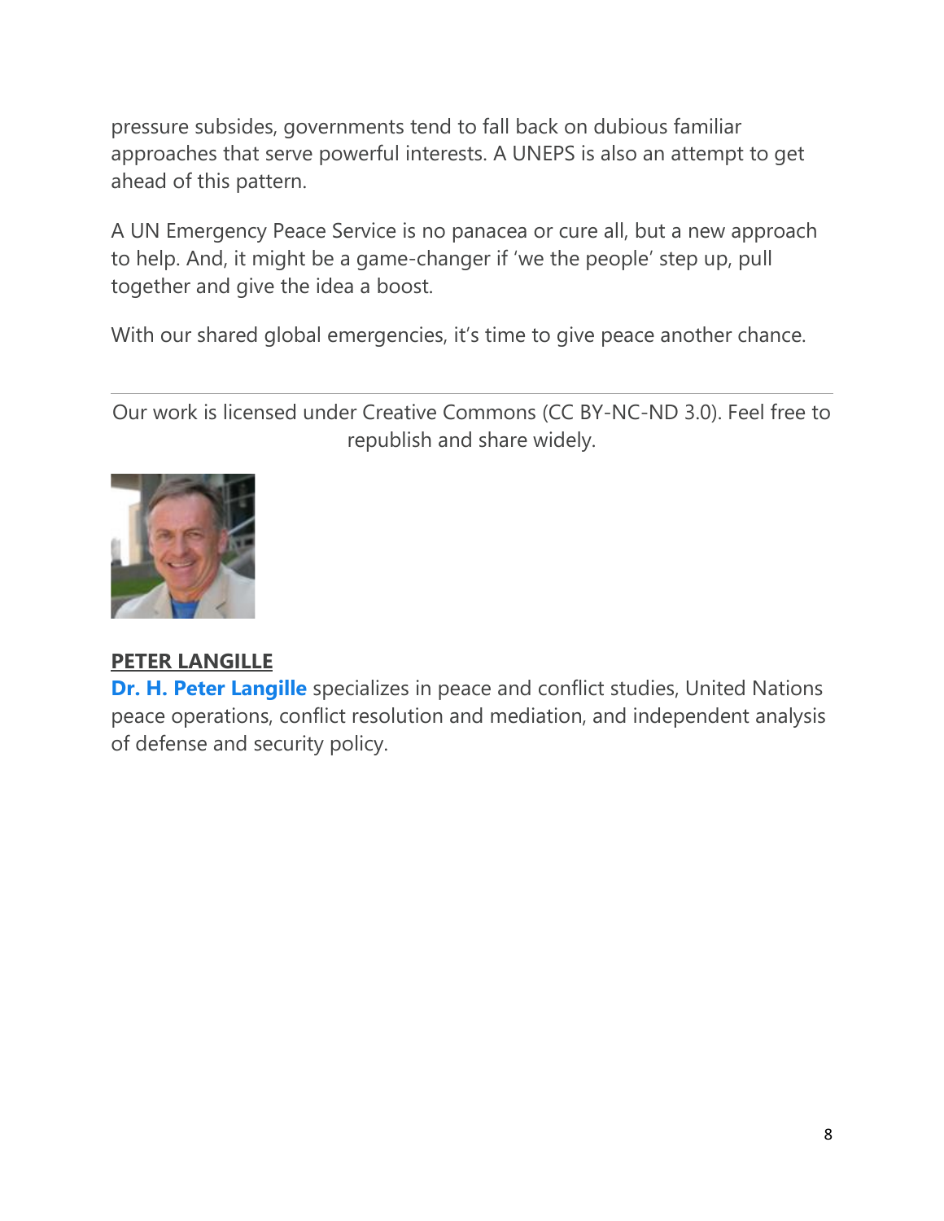pressure subsides, governments tend to fall back on dubious familiar approaches that serve powerful interests. A UNEPS is also an attempt to get ahead of this pattern.

A UN Emergency Peace Service is no panacea or cure all, but a new approach to help. And, it might be a game-changer if 'we the people' step up, pull together and give the idea a boost.

With our shared global emergencies, it's time to give peace another chance.

---

Our work is licensed under Creative Commons (CC BY-NC-ND 3.0). Feel free to republish and share widely.

**PETER LANGILLE**

**Dr. H. Peter Langille** specializes in peace and conflict studies, United Nations peace operations, conflict resolution and mediation, and independent analysis of defense and security policy.